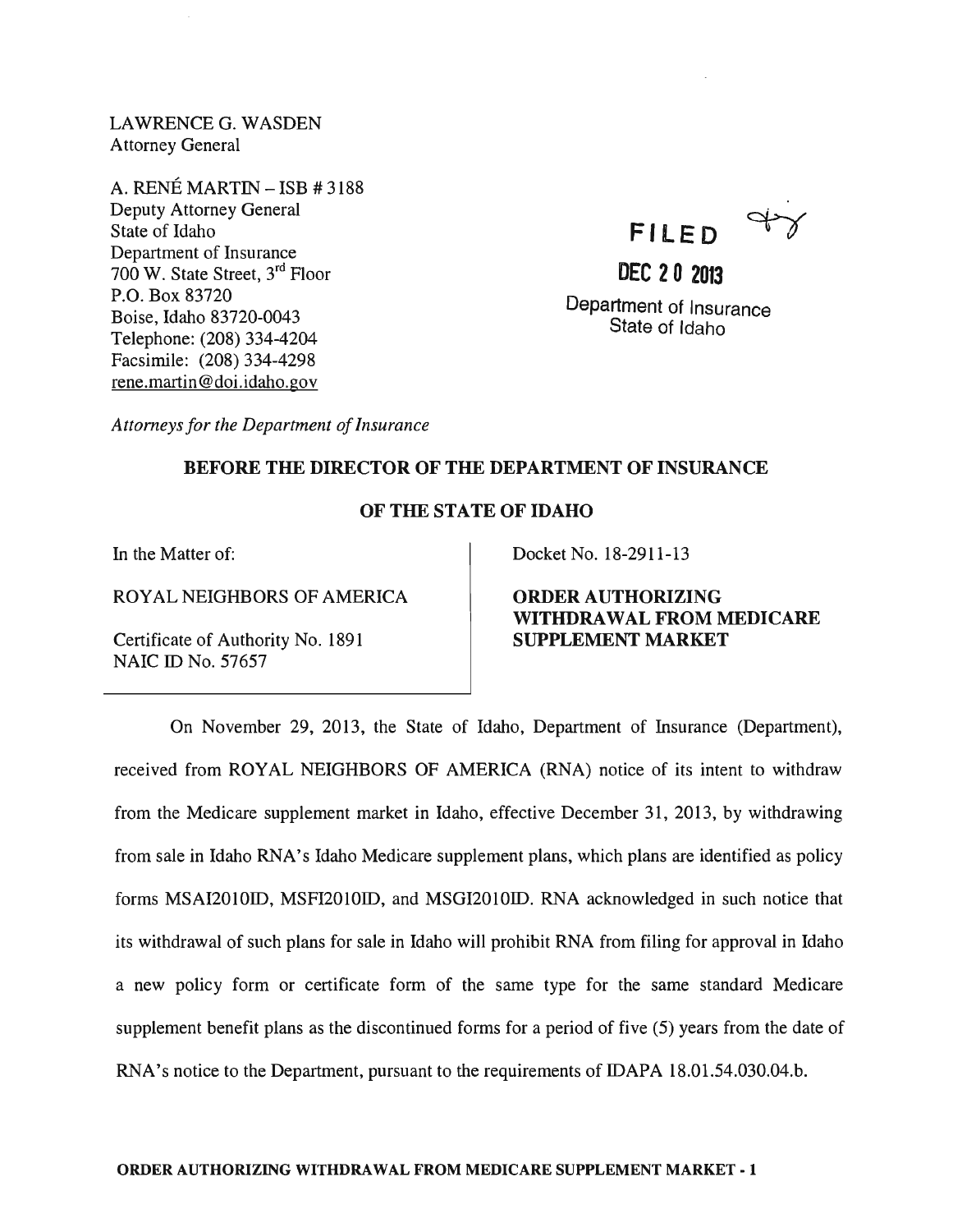LAWRENCE G. WASDEN
Attorney General

A. RENÉ MARTIN – ISB # 3188
Deputy Attorney General
State of Idaho
Department of Insurance
700 W. State Street, 3rd Floor
P.O. Box 83720
Boise, Idaho 83720-0043
Telephone: (208) 334-4204
Facsimile: (208) 334-4298
rene.martin@doi.idaho.gov

FILED

DEC 20 2013

Department of Insurance
State of Idaho

*Attorneys for the Department of Insurance*

**BEFORE THE DIRECTOR OF THE DEPARTMENT OF INSURANCE**

**OF THE STATE OF IDAHO**

In the Matter of:

ROYAL NEIGHBORS OF AMERICA

Certificate of Authority No. 1891
NAIC ID No. 57657

Docket No. 18-2911-13

**ORDER AUTHORIZING WITHDRAWAL FROM MEDICARE SUPPLEMENT MARKET**

On November 29, 2013, the State of Idaho, Department of Insurance (Department), received from ROYAL NEIGHBORS OF AMERICA (RNA) notice of its intent to withdraw from the Medicare supplement market in Idaho, effective December 31, 2013, by withdrawing from sale in Idaho RNA's Idaho Medicare supplement plans, which plans are identified as policy forms MSAI2010ID, MSFI2010ID, and MSGI2010ID. RNA acknowledged in such notice that its withdrawal of such plans for sale in Idaho will prohibit RNA from filing for approval in Idaho a new policy form or certificate form of the same type for the same standard Medicare supplement benefit plans as the discontinued forms for a period of five (5) years from the date of RNA's notice to the Department, pursuant to the requirements of IDAPA 18.01.54.030.04.b.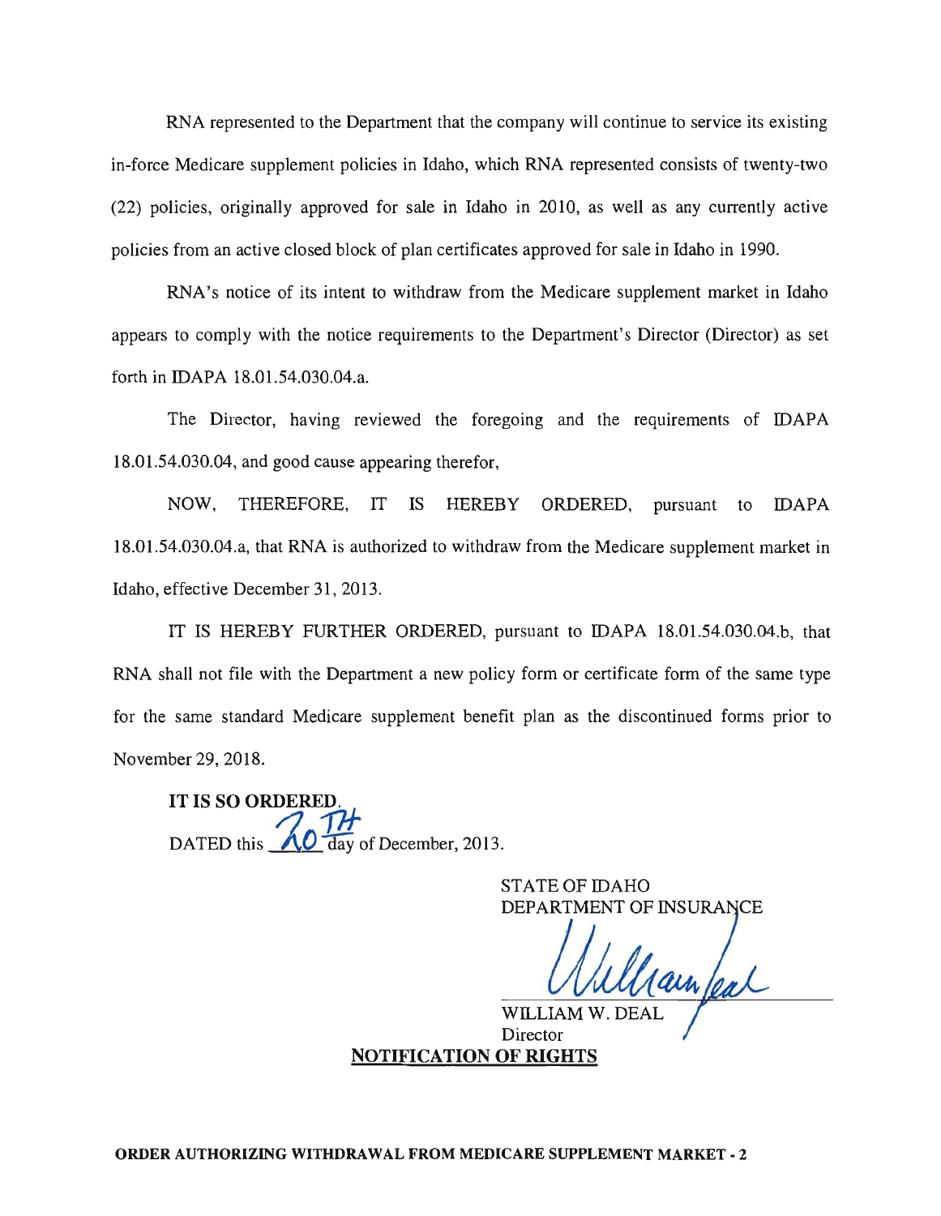RNA represented to the Department that the company will continue to service its existing in-force Medicare supplement policies in Idaho, which RNA represented consists of twenty-two (22) policies, originally approved for sale in Idaho in 2010, as well as any currently active policies from an active closed block of plan certificates approved for sale in Idaho in 1990.

RNA's notice of its intent to withdraw from the Medicare supplement market in Idaho appears to comply with the notice requirements to the Department's Director (Director) as set forth in IDAPA 18.01.54.030.04.a.

The Director, having reviewed the foregoing and the requirements of IDAPA 18.01.54.030.04, and good cause appearing therefor,

NOW, THEREFORE, IT IS HEREBY ORDERED, pursuant to IDAPA 18.01.54.030.04.a, that RNA is authorized to withdraw from the Medicare supplement market in Idaho, effective December 31, 2013.

IT IS HEREBY FURTHER ORDERED, pursuant to IDAPA 18.01.54.030.04.b, that RNA shall not file with the Department a new policy form or certificate form of the same type for the same standard Medicare supplement benefit plan as the discontinued forms prior to November 29, 2018.

**IT IS SO ORDERED.**

DATED this 20TH day of December, 2013.

STATE OF IDAHO
DEPARTMENT OF INSURANCE

William Deal

WILLIAM W. DEAL
Director

**NOTIFICATION OF RIGHTS**

**ORDER AUTHORIZING WITHDRAWAL FROM MEDICARE SUPPLEMENT MARKET - 2**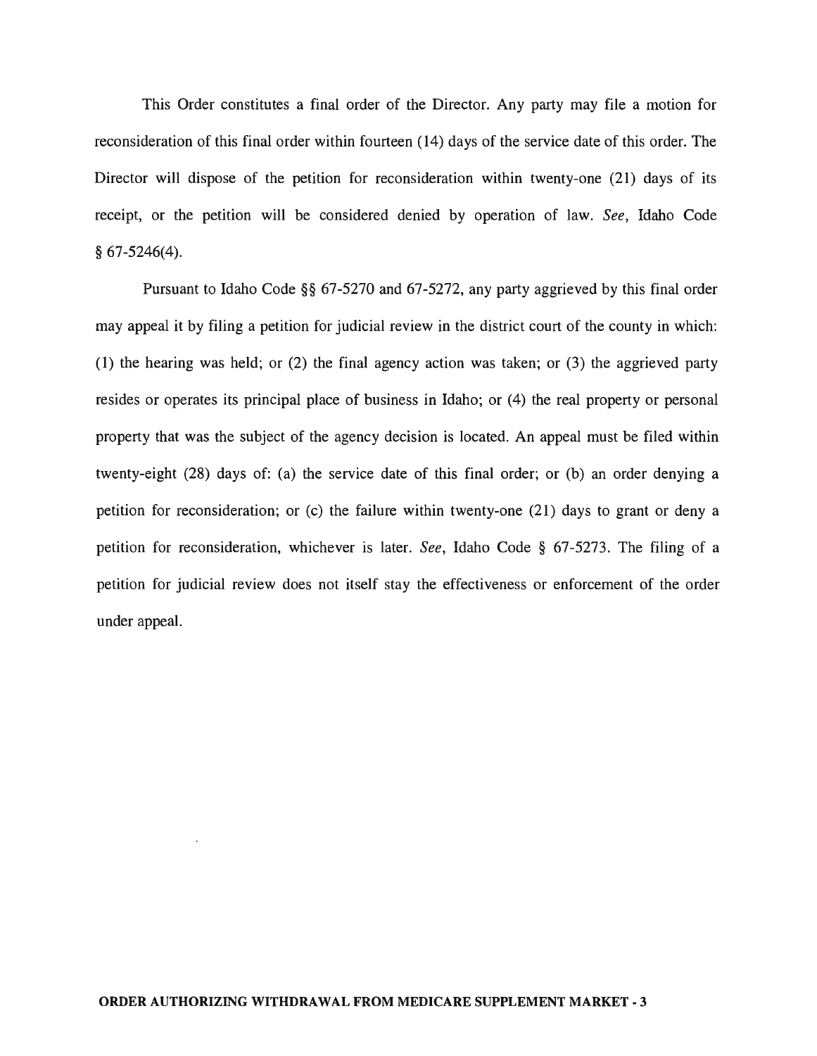This Order constitutes a final order of the Director. Any party may file a motion for reconsideration of this final order within fourteen (14) days of the service date of this order. The Director will dispose of the petition for reconsideration within twenty-one (21) days of its receipt, or the petition will be considered denied by operation of law. *See*, Idaho Code § 67-5246(4).

Pursuant to Idaho Code §§ 67-5270 and 67-5272, any party aggrieved by this final order may appeal it by filing a petition for judicial review in the district court of the county in which: (1) the hearing was held; or (2) the final agency action was taken; or (3) the aggrieved party resides or operates its principal place of business in Idaho; or (4) the real property or personal property that was the subject of the agency decision is located. An appeal must be filed within twenty-eight (28) days of: (a) the service date of this final order; or (b) an order denying a petition for reconsideration; or (c) the failure within twenty-one (21) days to grant or deny a petition for reconsideration, whichever is later. *See*, Idaho Code § 67-5273. The filing of a petition for judicial review does not itself stay the effectiveness or enforcement of the order under appeal.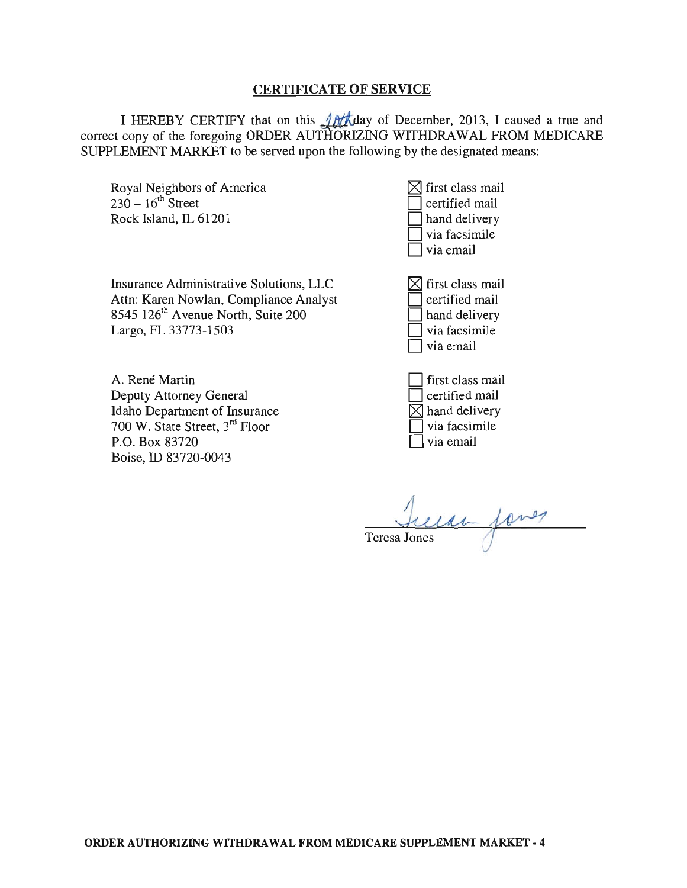## CERTIFICATE OF SERVICE

I HEREBY CERTIFY that on this 10th day of December, 2013, I caused a true and correct copy of the foregoing ORDER AUTHORIZING WITHDRAWAL FROM MEDICARE SUPPLEMENT MARKET to be served upon the following by the designated means:

| | |
|---|---|
| Royal Neighbors of America<br>230 – 16th Street<br>Rock Island, IL 61201 | ☒ first class mail<br>☐ certified mail<br>☐ hand delivery<br>☐ via facsimile<br>☐ via email |
| Insurance Administrative Solutions, LLC<br>Attn: Karen Nowlan, Compliance Analyst<br>8545 126th Avenue North, Suite 200<br>Largo, FL 33773-1503 | ☒ first class mail<br>☐ certified mail<br>☐ hand delivery<br>☐ via facsimile<br>☐ via email |
| A. René Martin<br>Deputy Attorney General<br>Idaho Department of Insurance<br>700 W. State Street, 3rd Floor<br>P.O. Box 83720<br>Boise, ID 83720-0043 | ☐ first class mail<br>☐ certified mail<br>☒ hand delivery<br>☐ via facsimile<br>☐ via email |

Teresa Jones

ORDER AUTHORIZING WITHDRAWAL FROM MEDICARE SUPPLEMENT MARKET - 4